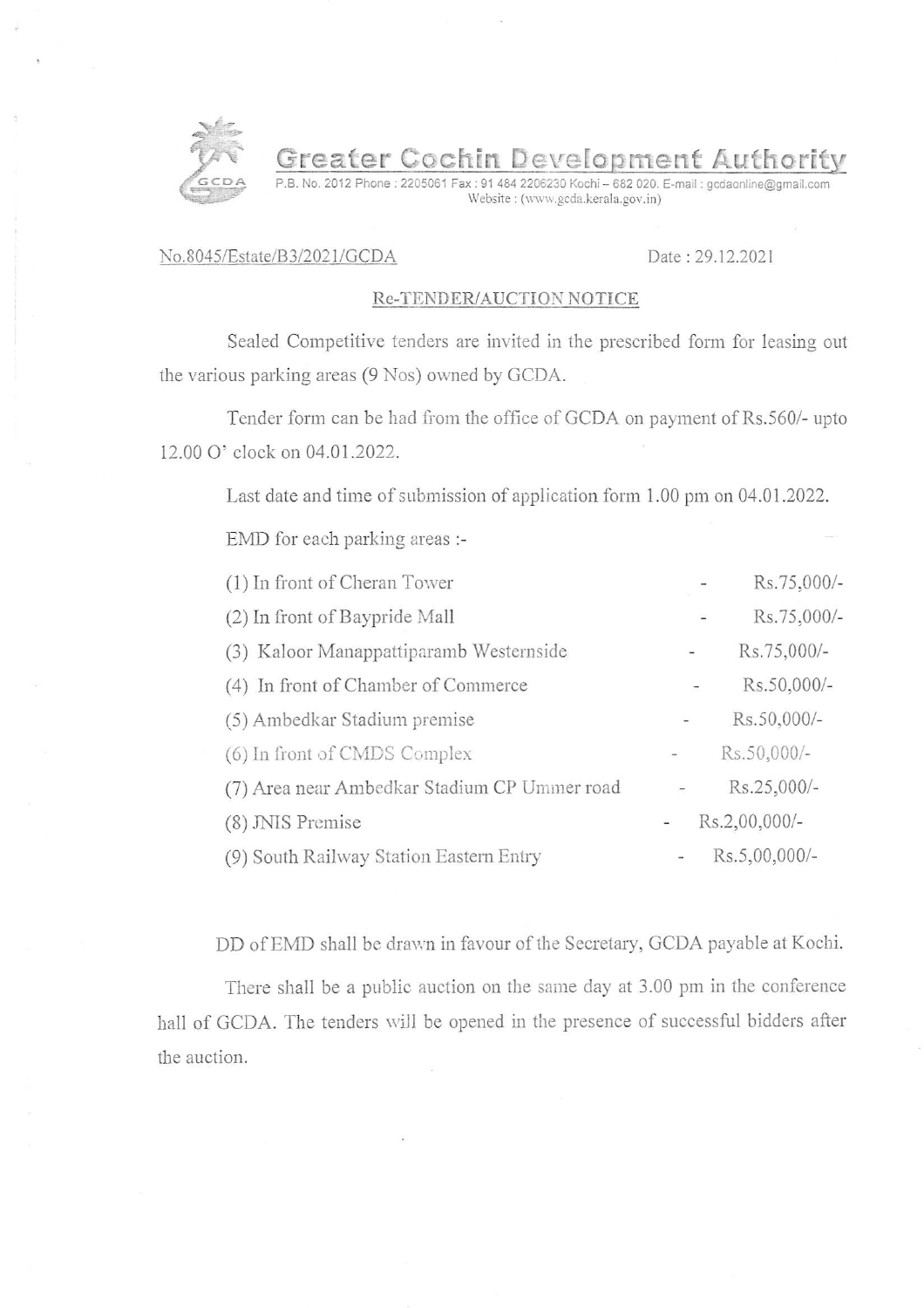# Greater Cochin Development Authority

P.B. No. 2012 Phone : 2205061 Fax : 91 484 2206230 Kochi – 682 020. E-mail : gcdaonline@gmail.com
Website : (www.gcda.kerala.gov.in)

No.8045/Estate/B3/2021/GCDA Date : 29.12.2021

## Re-TENDER/AUCTION NOTICE

Sealed Competitive tenders are invited in the prescribed form for leasing out the various parking areas (9 Nos) owned by GCDA.

Tender form can be had from the office of GCDA on payment of Rs.560/- upto 12.00 O' clock on 04.01.2022.

Last date and time of submission of application form 1.00 pm on 04.01.2022.

EMD for each parking areas :-

| Parking Area | EMD |
|---|---|
| (1) In front of Cheran Tower | - Rs.75,000/- |
| (2) In front of Baypride Mall | - Rs.75,000/- |
| (3) Kaloor Manappattiparamb Westernside | - Rs.75,000/- |
| (4) In front of Chamber of Commerce | - Rs.50,000/- |
| (5) Ambedkar Stadium premise | - Rs.50,000/- |
| (6) In front of CMDS Complex | - Rs.50,000/- |
| (7) Area near Ambedkar Stadium CP Ummer road | - Rs.25,000/- |
| (8) JNIS Premise | - Rs.2,00,000/- |
| (9) South Railway Station Eastern Entry | - Rs.5,00,000/- |

DD of EMD shall be drawn in favour of the Secretary, GCDA payable at Kochi.

There shall be a public auction on the same day at 3.00 pm in the conference hall of GCDA. The tenders will be opened in the presence of successful bidders after the auction.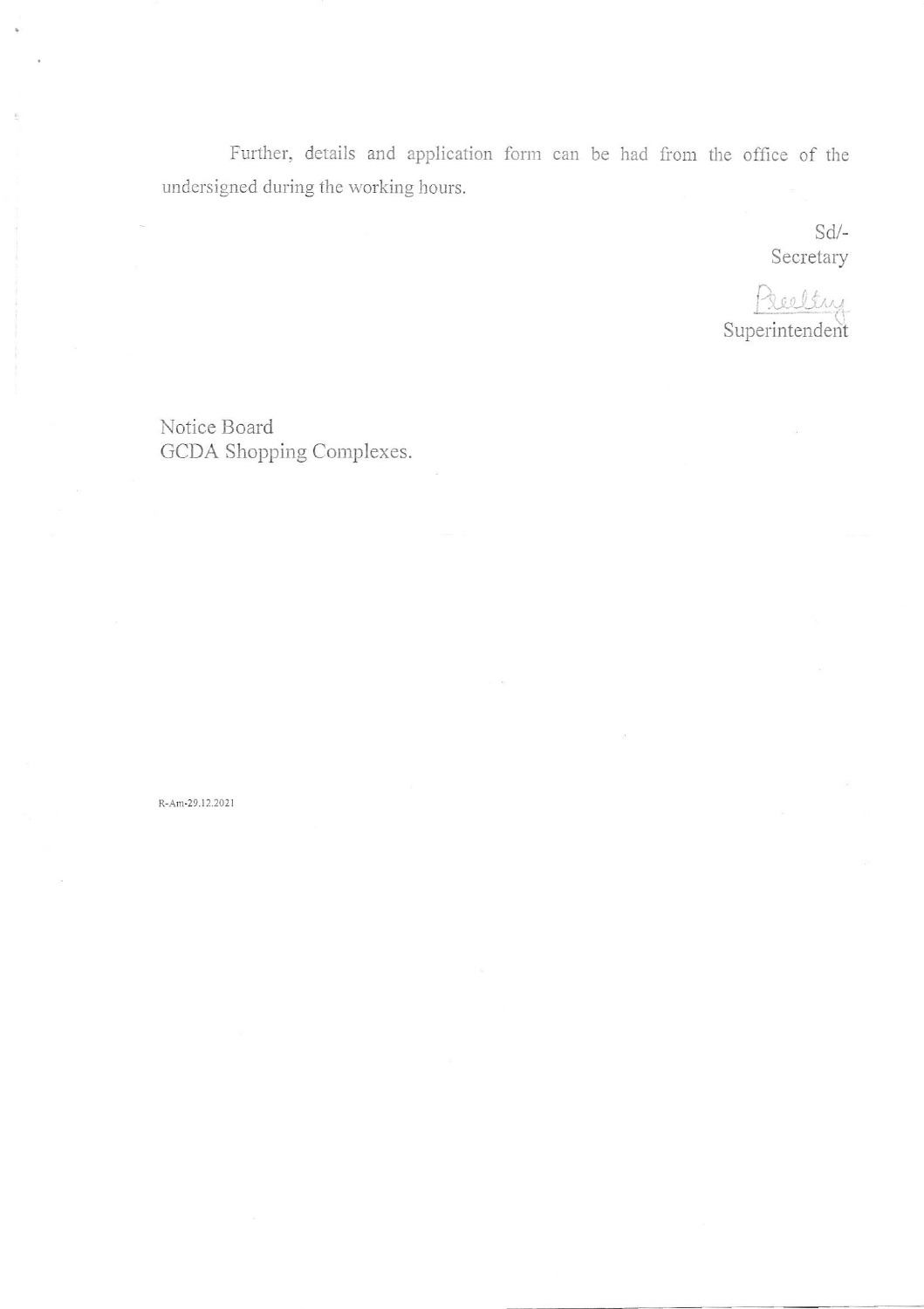Further, details and application form can be had from the office of the undersigned during the working hours.

Sd/-
Secretary

Superintendent

Notice Board
GCDA Shopping Complexes.

R-Am-29.12.2021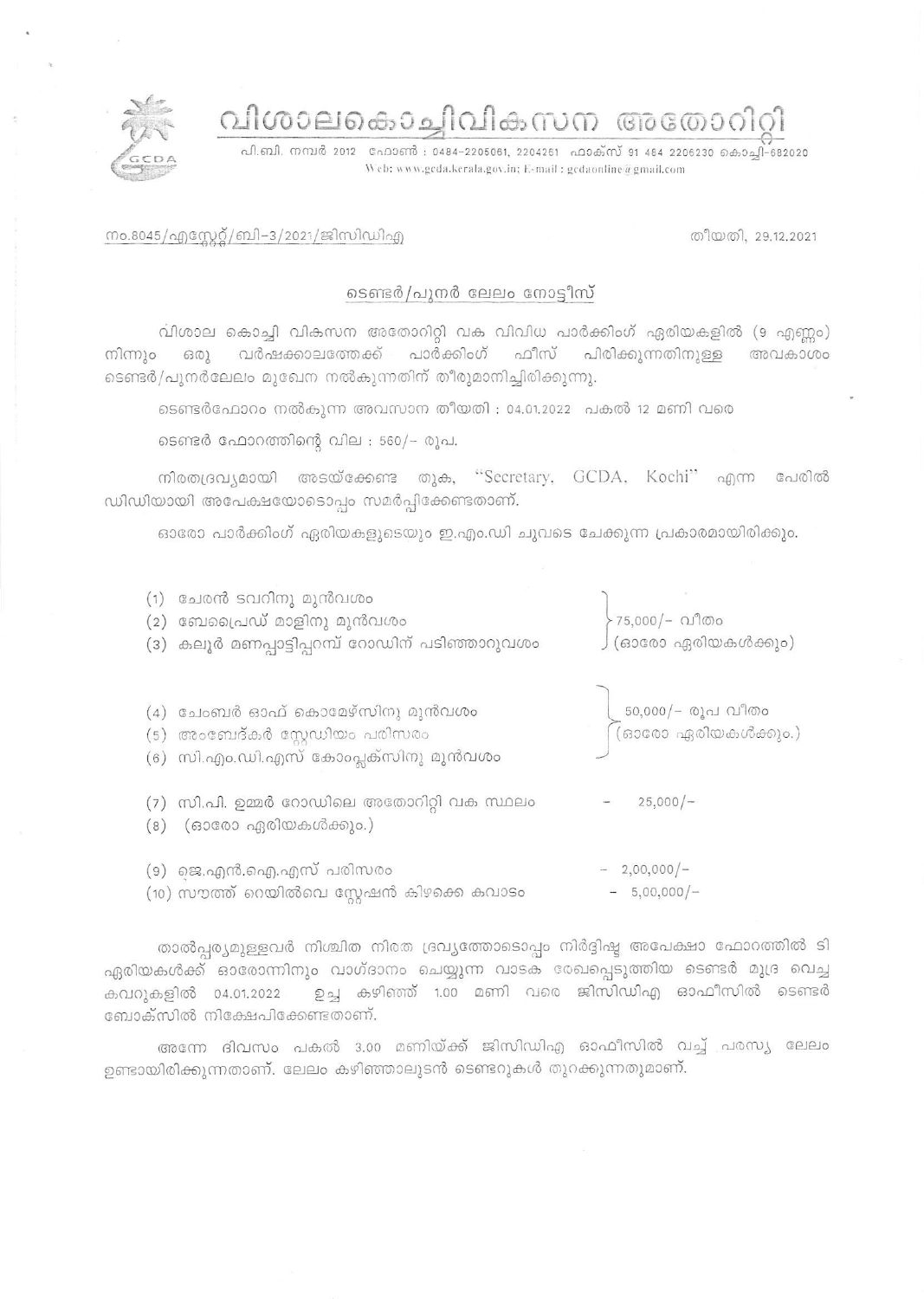# വിശാലകൊച്ചിവികസന അതോറിറ്റി

പി.ബി. നമ്പർ 2012 ഫോൺ : 0484-2205061, 2204261 ഫാക്സ് 91 484 2206230 കൊച്ചി-682020
Web: www.gcda.kerala.gov.in; E-mail : gcdaonline@gmail.com

നം.8045/എസ്റ്റേറ്റ്/ബി-3/2021/ജിസിഡിഎ

തീയതി, 29.12.2021

## ടെണ്ടർ/പുനർ ലേലം നോട്ടീസ്

വിശാല കൊച്ചി വികസന അതോറിറ്റി വക വിവിധ പാർക്കിംഗ് ഏരിയകളിൽ (9 എണ്ണം) നിന്നും ഒരു വർഷക്കാലത്തേക്ക് പാർക്കിംഗ് ഫീസ് പിരിക്കുന്നതിനുള്ള അവകാശം ടെണ്ടർ/പുനർലേലം മുഖേന നൽകുന്നതിന് തീരുമാനിച്ചിരിക്കുന്നു.

ടെണ്ടർഫോറം നൽകുന്ന അവസാന തീയതി : 04.01.2022 പകൽ 12 മണി വരെ

ടെണ്ടർ ഫോറത്തിന്റെ വില : 560/- രൂപ.

നിരതദ്രവ്യമായി അടയ്ക്കേണ്ട തുക, "Secretary, GCDA, Kochi" എന്ന പേരിൽ ഡിഡിയായി അപേക്ഷയോടൊപ്പം സമർപ്പിക്കേണ്ടതാണ്.

ഓരോ പാർക്കിംഗ് ഏരിയകളുടെയും ഇ.എം.ഡി ചുവടെ ചേർക്കുന്ന പ്രകാരമായിരിക്കും.

| | |
|---|---|
| (1) ചേരൻ ടവറിനു മുൻവശം<br>(2) ബേപ്രൈഡ് മാളിനു മുൻവശം<br>(3) കലൂർ മണപ്പാട്ടിപ്പറമ്പ് റോഡിന് പടിഞ്ഞാറുവശം | 75,000/- വീതം (ഓരോ ഏരിയകൾക്കും) |
| (4) ചേംബർ ഓഫ് കൊമേഴ്സിനു മുൻവശം<br>(5) അംബേദ്കർ സ്റ്റേഡിയം പരിസരം<br>(6) സി.എം.ഡി.എസ് കോംപ്ലക്സിനു മുൻവശം | 50,000/- രൂപ വീതം (ഓരോ ഏരിയകൾക്കും.) |
| (7) സി.പി. ഉമ്മർ റോഡിലെ അതോറിറ്റി വക സ്ഥലം<br>(8) (ഓരോ ഏരിയകൾക്കും.) | - 25,000/- |
| (9) ജെ.എൻ.ഐ.എസ് പരിസരം | - 2,00,000/- |
| (10) സൗത്ത് റെയിൽവെ സ്റ്റേഷൻ കിഴക്കെ കവാടം | - 5,00,000/- |

താൽപ്പര്യമുള്ളവർ നിശ്ചിത നിരത ദ്രവ്യത്തോടൊപ്പം നിർദ്ദിഷ്ട അപേക്ഷാ ഫോറത്തിൽ ടി ഏരിയകൾക്ക് ഓരോന്നിനും വാഗ്ദാനം ചെയ്യുന്ന വാടക രേഖപ്പെടുത്തിയ ടെണ്ടർ മുദ്ര വെച്ച കവറുകളിൽ 04.01.2022 ഉച്ച കഴിഞ്ഞ് 1.00 മണി വരെ ജിസിഡിഎ ഓഫീസിൽ ടെണ്ടർ ബോക്സിൽ നിക്ഷേപിക്കേണ്ടതാണ്.

അന്നേ ദിവസം പകൽ 3.00 മണിയ്ക്ക് ജിസിഡിഎ ഓഫീസിൽ വച്ച് പരസ്യ ലേലം ഉണ്ടായിരിക്കുന്നതാണ്. ലേലം കഴിഞ്ഞാലുടൻ ടെണ്ടറുകൾ തുറക്കുന്നതുമാണ്.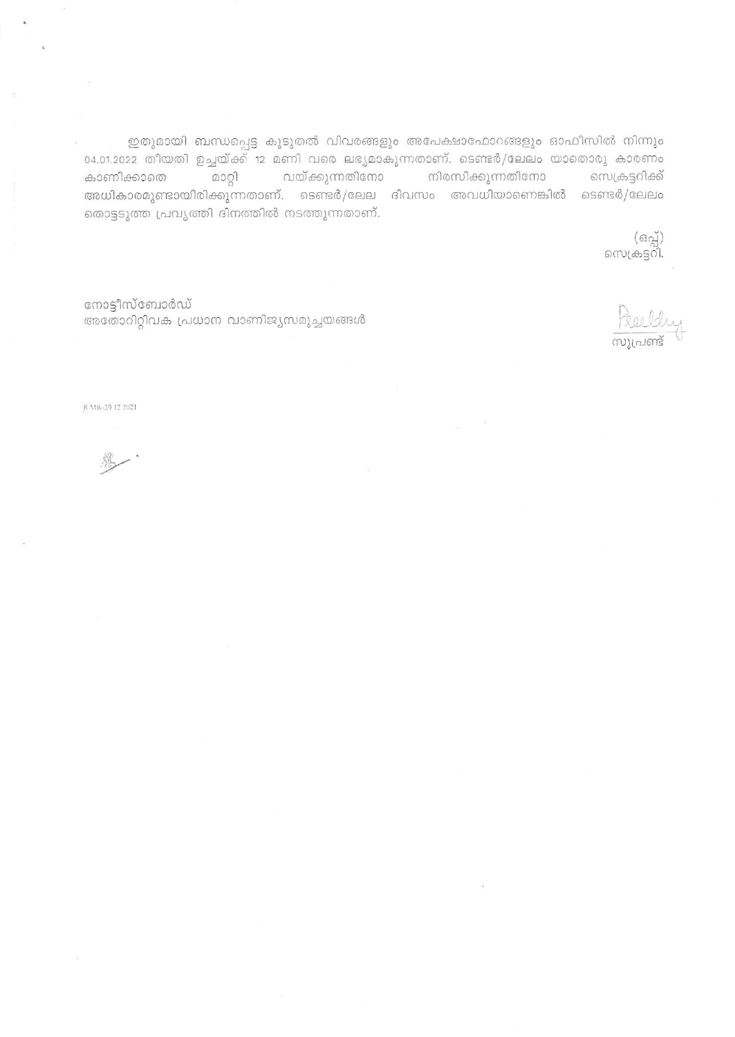ഇതുമായി ബന്ധപ്പെട്ട കൂടുതൽ വിവരങ്ങളും അപേക്ഷാഫോറങ്ങളും ഓഫീസിൽ നിന്നും 04.01.2022 തീയതി ഉച്ചയ്ക്ക് 12 മണി വരെ ലഭ്യമാകുന്നതാണ്. ടെണ്ടർ/ലേലം യാതൊരു കാരണം കാണിക്കാതെ മാറ്റി വയ്ക്കുന്നതിനോ നിരസിക്കുന്നതിനോ സെക്രട്ടറിക്ക് അധികാരമുണ്ടായിരിക്കുന്നതാണ്. ടെണ്ടർ/ലേല ദിവസം അവധിയാണെങ്കിൽ ടെണ്ടർ/ലേലം തൊട്ടടുത്ത പ്രവൃത്തി ദിനത്തിൽ നടത്തുന്നതാണ്.

(ഒപ്പ്)
സെക്രട്ടറി.

നോട്ടീസ്ബോർഡ്
അതോറിറ്റിവക പ്രധാന വാണിജ്യസമുച്ചയങ്ങൾ

സൂപ്രണ്ട്

R Mk-29 12 2021